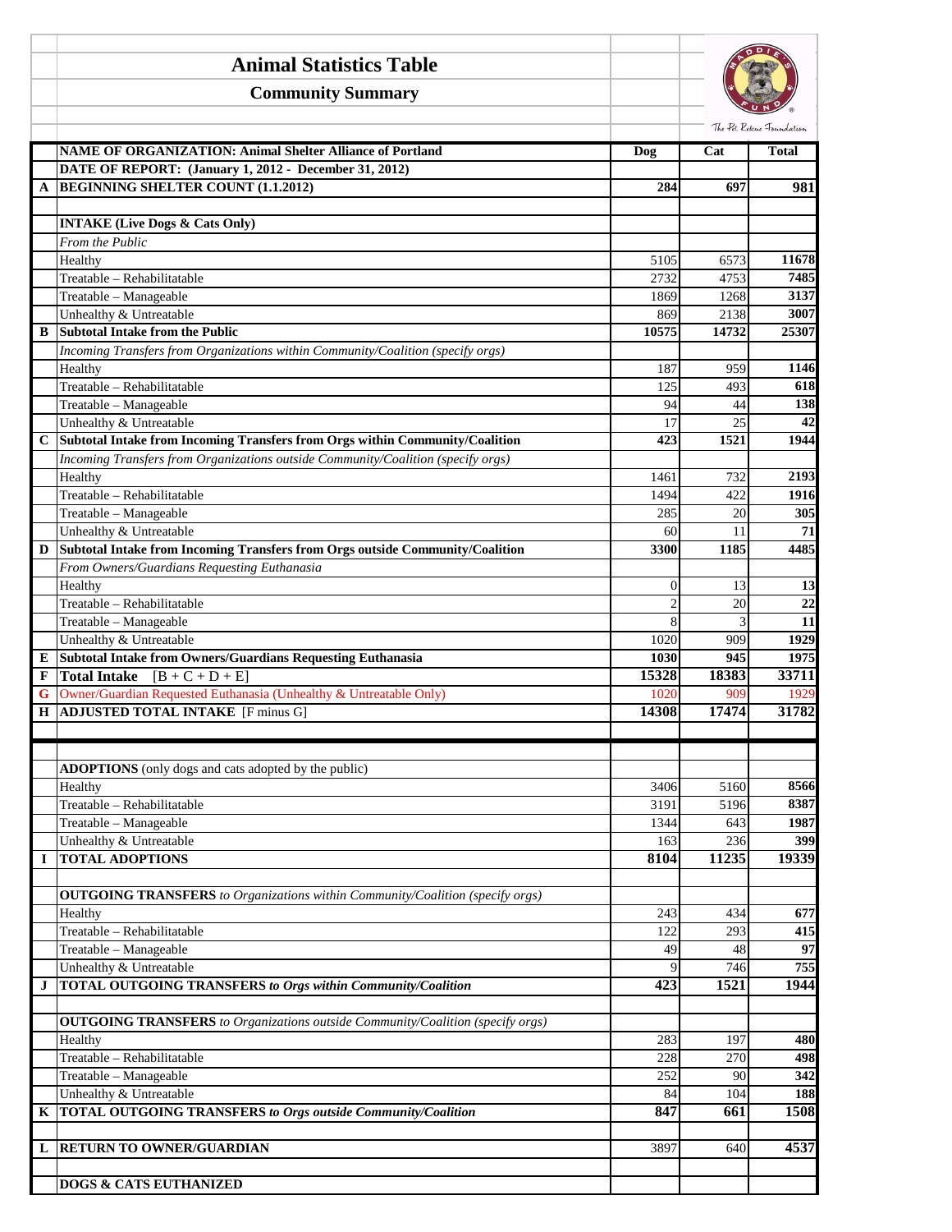# Animal Statistics Table

## Community Summary

| | NAME OF ORGANIZATION: Animal Shelter Alliance of Portland | Dog | Cat | Total |
|---|---|---|---|---|
| | **DATE OF REPORT: (January 1, 2012 - December 31, 2012)** | | | |
| **A** | **BEGINNING SHELTER COUNT (1.1.2012)** | **284** | **697** | **981** |
| | | | | |
| | **INTAKE (Live Dogs & Cats Only)** | | | |
| | *From the Public* | | | |
| | Healthy | 5105 | 6573 | **11678** |
| | Treatable – Rehabilitatable | 2732 | 4753 | **7485** |
| | Treatable – Manageable | 1869 | 1268 | **3137** |
| | Unhealthy & Untreatable | 869 | 2138 | **3007** |
| **B** | **Subtotal Intake from the Public** | **10575** | **14732** | **25307** |
| | *Incoming Transfers from Organizations within Community/Coalition (specify orgs)* | | | |
| | Healthy | 187 | 959 | **1146** |
| | Treatable – Rehabilitatable | 125 | 493 | **618** |
| | Treatable – Manageable | 94 | 44 | **138** |
| | Unhealthy & Untreatable | 17 | 25 | **42** |
| **C** | **Subtotal Intake from Incoming Transfers from Orgs within Community/Coalition** | **423** | **1521** | **1944** |
| | *Incoming Transfers from Organizations outside Community/Coalition (specify orgs)* | | | |
| | Healthy | 1461 | 732 | **2193** |
| | Treatable – Rehabilitatable | 1494 | 422 | **1916** |
| | Treatable – Manageable | 285 | 20 | **305** |
| | Unhealthy & Untreatable | 60 | 11 | **71** |
| **D** | **Subtotal Intake from Incoming Transfers from Orgs outside Community/Coalition** | **3300** | **1185** | **4485** |
| | *From Owners/Guardians Requesting Euthanasia* | | | |
| | Healthy | 0 | 13 | **13** |
| | Treatable – Rehabilitatable | 2 | 20 | **22** |
| | Treatable – Manageable | 8 | 3 | **11** |
| | Unhealthy & Untreatable | 1020 | 909 | **1929** |
| **E** | **Subtotal Intake from Owners/Guardians Requesting Euthanasia** | **1030** | **945** | **1975** |
| **F** | **Total Intake** [B + C + D + E] | **15328** | **18383** | **33711** |
| **G** | Owner/Guardian Requested Euthanasia (Unhealthy & Untreatable Only) | 1020 | 909 | 1929 |
| **H** | **ADJUSTED TOTAL INTAKE** [F minus G] | **14308** | **17474** | **31782** |
| | | | | |
| | **ADOPTIONS** (only dogs and cats adopted by the public) | | | |
| | Healthy | 3406 | 5160 | **8566** |
| | Treatable – Rehabilitatable | 3191 | 5196 | **8387** |
| | Treatable – Manageable | 1344 | 643 | **1987** |
| | Unhealthy & Untreatable | 163 | 236 | **399** |
| **I** | **TOTAL ADOPTIONS** | **8104** | **11235** | **19339** |
| | | | | |
| | **OUTGOING TRANSFERS** *to Organizations within Community/Coalition (specify orgs)* | | | |
| | Healthy | 243 | 434 | **677** |
| | Treatable – Rehabilitatable | 122 | 293 | **415** |
| | Treatable – Manageable | 49 | 48 | **97** |
| | Unhealthy & Untreatable | 9 | 746 | **755** |
| **J** | **TOTAL OUTGOING TRANSFERS *to Orgs within Community/Coalition*** | **423** | **1521** | **1944** |
| | | | | |
| | **OUTGOING TRANSFERS** *to Organizations outside Community/Coalition (specify orgs)* | | | |
| | Healthy | 283 | 197 | **480** |
| | Treatable – Rehabilitatable | 228 | 270 | **498** |
| | Treatable – Manageable | 252 | 90 | **342** |
| | Unhealthy & Untreatable | 84 | 104 | **188** |
| **K** | **TOTAL OUTGOING TRANSFERS *to Orgs outside Community/Coalition*** | **847** | **661** | **1508** |
| | | | | |
| **L** | **RETURN TO OWNER/GUARDIAN** | 3897 | 640 | **4537** |
| | | | | |
| | **DOGS & CATS EUTHANIZED** | | | |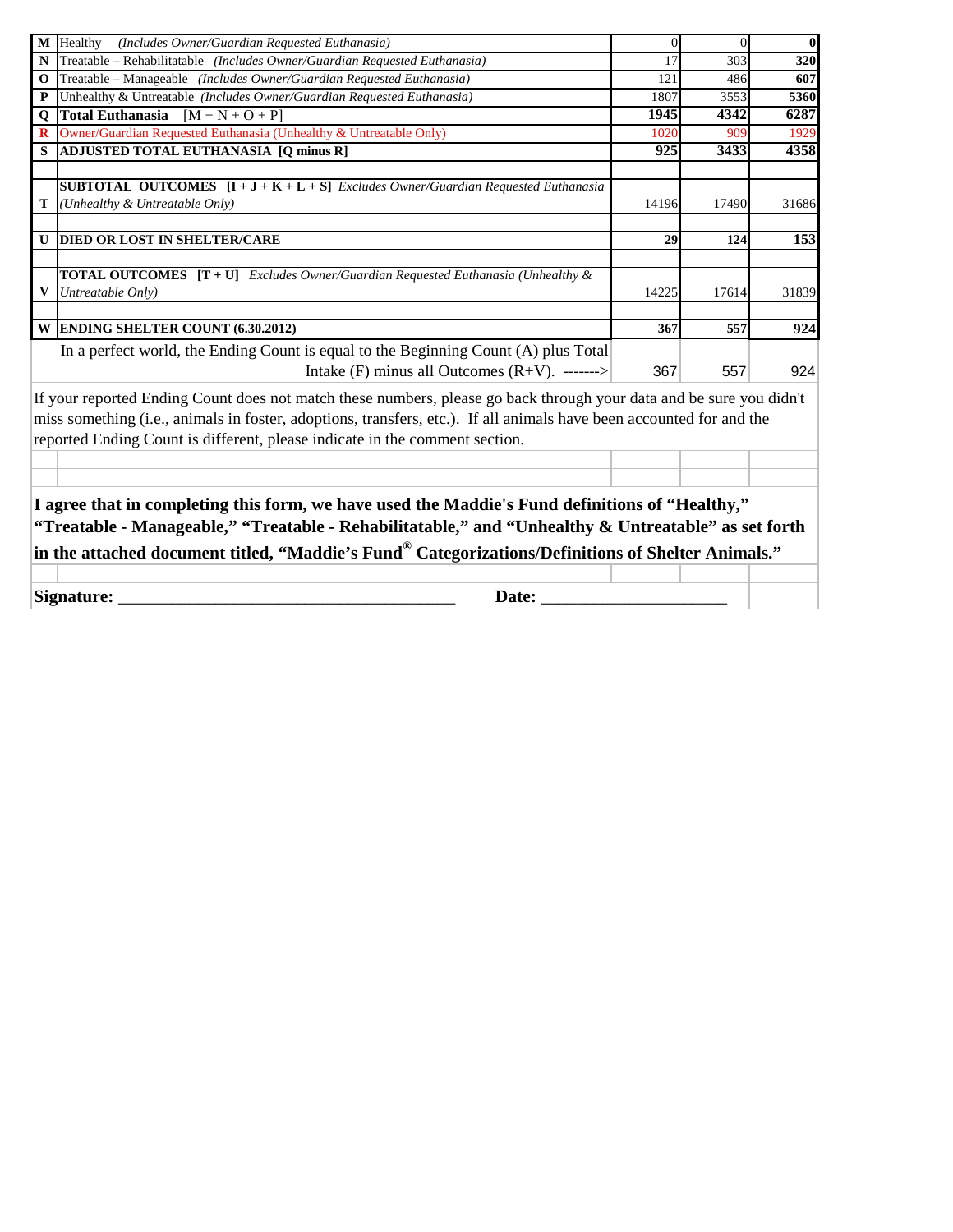| | | | | |
|---|---|---|---|---|
| M | Healthy *(Includes Owner/Guardian Requested Euthanasia)* | 0 | 0 | **0** |
| N | Treatable – Rehabilitatable *(Includes Owner/Guardian Requested Euthanasia)* | 17 | 303 | **320** |
| O | Treatable – Manageable *(Includes Owner/Guardian Requested Euthanasia)* | 121 | 486 | **607** |
| P | Unhealthy & Untreatable *(Includes Owner/Guardian Requested Euthanasia)* | 1807 | 3553 | **5360** |
| **Q** | **Total Euthanasia** [M + N + O + P] | **1945** | **4342** | **6287** |
| **R** | Owner/Guardian Requested Euthanasia (Unhealthy & Untreatable Only) | 1020 | 909 | 1929 |
| **S** | **ADJUSTED TOTAL EUTHANASIA [Q minus R]** | **925** | **3433** | **4358** |
| | | | | |
| **T** | **SUBTOTAL OUTCOMES [I + J + K + L + S]** *Excludes Owner/Guardian Requested Euthanasia (Unhealthy & Untreatable Only)* | 14196 | 17490 | 31686 |
| | | | | |
| **U** | **DIED OR LOST IN SHELTER/CARE** | **29** | **124** | **153** |
| | | | | |
| **V** | **TOTAL OUTCOMES [T + U]** *Excludes Owner/Guardian Requested Euthanasia (Unhealthy & Untreatable Only)* | 14225 | 17614 | 31839 |
| | | | | |
| **W** | **ENDING SHELTER COUNT (6.30.2012)** | **367** | **557** | **924** |
| | In a perfect world, the Ending Count is equal to the Beginning Count (A) plus Total Intake (F) minus all Outcomes (R+V). -------> | 367 | 557 | 924 |

If your reported Ending Count does not match these numbers, please go back through your data and be sure you didn't miss something (i.e., animals in foster, adoptions, transfers, etc.). If all animals have been accounted for and the reported Ending Count is different, please indicate in the comment section.

**I agree that in completing this form, we have used the Maddie's Fund definitions of "Healthy," "Treatable - Manageable," "Treatable - Rehabilitatable," and "Unhealthy & Untreatable" as set forth in the attached document titled, "Maddie's Fund® Categorizations/Definitions of Shelter Animals."**

**Signature:** ______________________________________ **Date:** ____________________